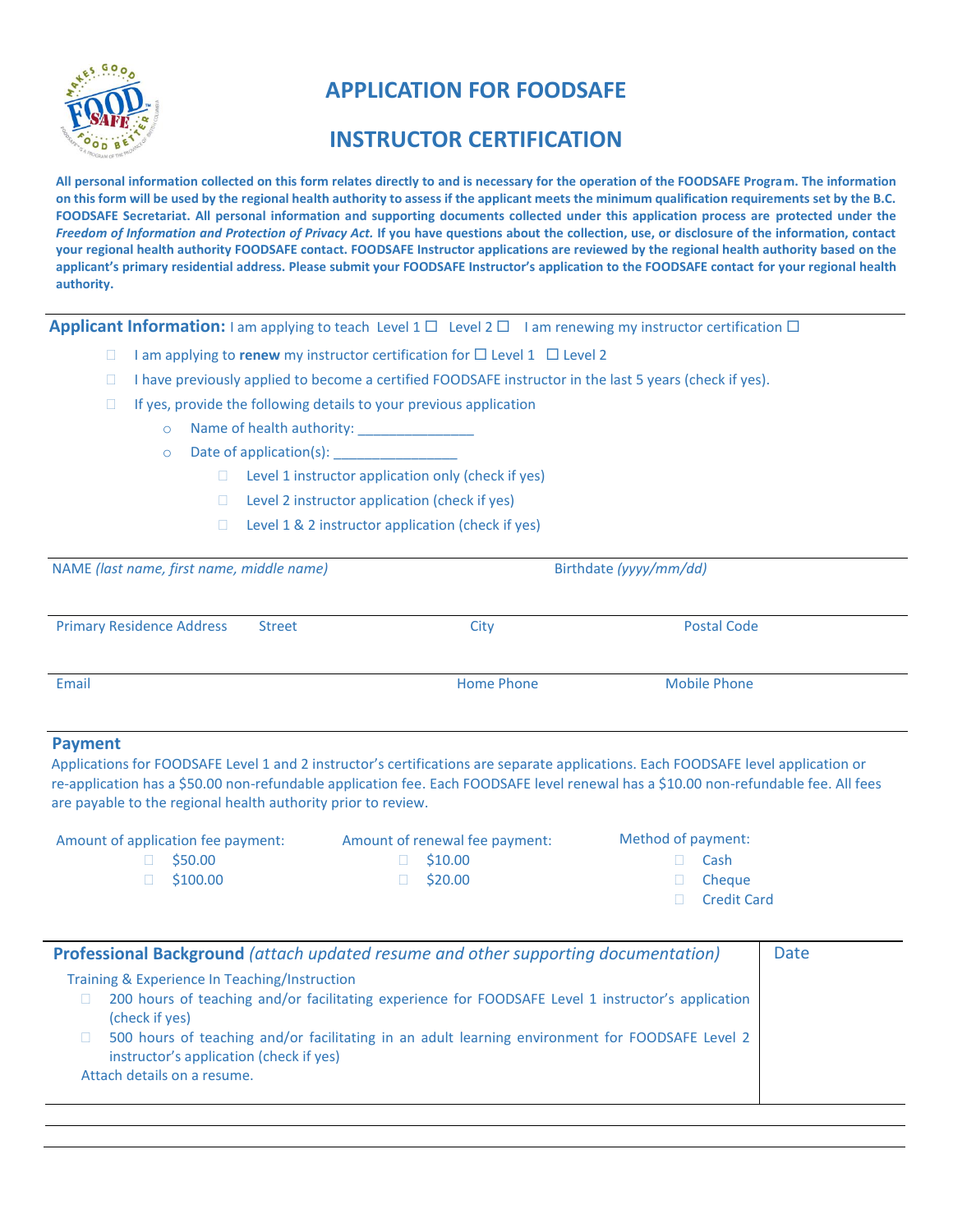# APPLICATION FOR FOODSAFE

# INSTRUCTOR CERTIFICATION

**All personal information collected on this form relates directly to and is necessary for the operation of the FOODSAFE Program. The information on this form will be used by the regional health authority to assess if the applicant meets the minimum qualification requirements set by the B.C. FOODSAFE Secretariat. All personal information and supporting documents collected under this application process are protected under the *Freedom of Information and Protection of Privacy Act.* If you have questions about the collection, use, or disclosure of the information, contact your regional health authority FOODSAFE contact. FOODSAFE Instructor applications are reviewed by the regional health authority based on the applicant's primary residential address. Please submit your FOODSAFE Instructor's application to the FOODSAFE contact for your regional health authority.**

**Applicant Information:** I am applying to teach Level 1 ☐ Level 2 ☐ I am renewing my instructor certification ☐

- ☐ I am applying to **renew** my instructor certification for ☐ Level 1 ☐ Level 2
- ☐ I have previously applied to become a certified FOODSAFE instructor in the last 5 years (check if yes).
- ☐ If yes, provide the following details to your previous application
  - Name of health authority: _______________
  - Date of application(s): ________________
    - ☐ Level 1 instructor application only (check if yes)
    - ☐ Level 2 instructor application (check if yes)
    - ☐ Level 1 & 2 instructor application (check if yes)

| NAME *(last name, first name, middle name)* | | Birthdate *(yyyy/mm/dd)* |
|---|---|---|
| | | |
| Primary Residence Address Street | City | Postal Code |
| | | |
| Email | Home Phone | Mobile Phone |
| | | |

## Payment

Applications for FOODSAFE Level 1 and 2 instructor's certifications are separate applications. Each FOODSAFE level application or re-application has a $50.00 non-refundable application fee. Each FOODSAFE level renewal has a $10.00 non-refundable fee. All fees are payable to the regional health authority prior to review.

| Amount of application fee payment: | Amount of renewal fee payment: | Method of payment: |
|---|---|---|
| ☐ $50.00 | ☐ $10.00 | ☐ Cash |
| ☐ $100.00 | ☐ $20.00 | ☐ Cheque |
| | | ☐ Credit Card |

| **Professional Background** *(attach updated resume and other supporting documentation)* | Date |
|---|---|
| Training & Experience In Teaching/Instruction<br>☐ 200 hours of teaching and/or facilitating experience for FOODSAFE Level 1 instructor's application (check if yes)<br>☐ 500 hours of teaching and/or facilitating in an adult learning environment for FOODSAFE Level 2 instructor's application (check if yes)<br>Attach details on a resume. | |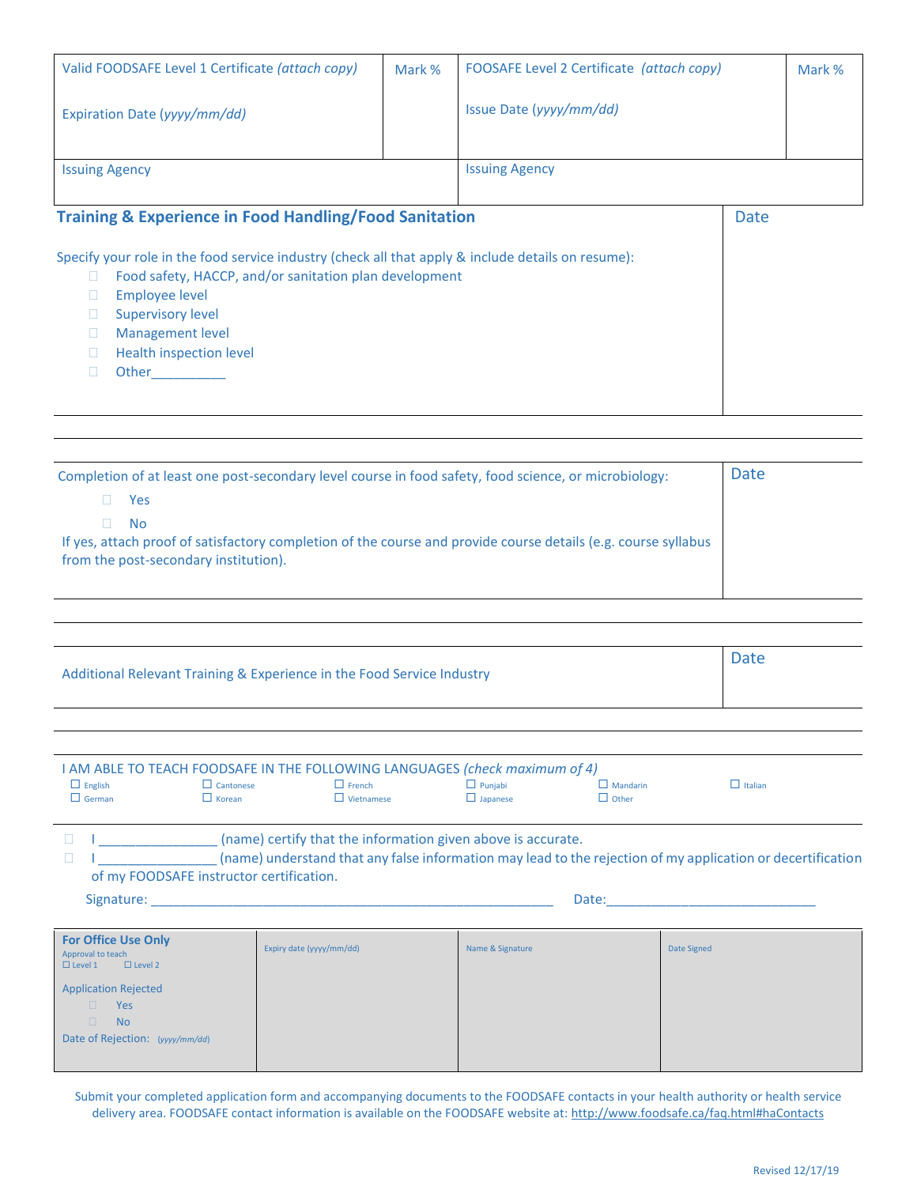| | | | |
|---|---|---|---|
| Valid FOODSAFE Level 1 Certificate *(attach copy)*<br><br>Expiration Date *(yyyy/mm/dd)* | Mark % | FOOSAFE Level 2 Certificate *(attach copy)*<br><br>Issue Date *(yyyy/mm/dd)* | Mark % |
| Issuing Agency | | Issuing Agency | |

| | |
|---|---|
| **Training & Experience in Food Handling/Food Sanitation**<br><br>Specify your role in the food service industry (check all that apply & include details on resume):<br>☐ Food safety, HACCP, and/or sanitation plan development<br>☐ Employee level<br>☐ Supervisory level<br>☐ Management level<br>☐ Health inspection level<br>☐ Other__________ | Date |
| | |
| | |

| | |
|---|---|
| Completion of at least one post-secondary level course in food safety, food science, or microbiology:<br>☐ Yes<br>☐ No<br>If yes, attach proof of satisfactory completion of the course and provide course details (e.g. course syllabus from the post-secondary institution). | Date |
| | |
| | |

| | |
|---|---|
| Additional Relevant Training & Experience in the Food Service Industry | Date |
| | |
| | |

I AM ABLE TO TEACH FOODSAFE IN THE FOLLOWING LANGUAGES *(check maximum of 4)*

| | | | | | |
|---|---|---|---|---|---|
| ☐ English | ☐ Cantonese | ☐ French | ☐ Punjabi | ☐ Mandarin | ☐ Italian |
| ☐ German | ☐ Korean | ☐ Vietnamese | ☐ Japanese | ☐ Other | |

☐ I ________________ (name) certify that the information given above is accurate.

☐ I ________________ (name) understand that any false information may lead to the rejection of my application or decertification of my FOODSAFE instructor certification.

Signature: ___________________________________________________________ Date:_____________________________

| | | | |
|---|---|---|---|
| **For Office Use Only**<br>Approval to teach<br>☐ Level 1 ☐ Level 2<br><br>Application Rejected<br>☐ Yes<br>☐ No<br>Date of Rejection: *(yyyy/mm/dd)* | Expiry date (yyyy/mm/dd) | Name & Signature | Date Signed |

Submit your completed application form and accompanying documents to the FOODSAFE contacts in your health authority or health service delivery area. FOODSAFE contact information is available on the FOODSAFE website at: http://www.foodsafe.ca/faq.html#haContacts

Revised 12/17/19